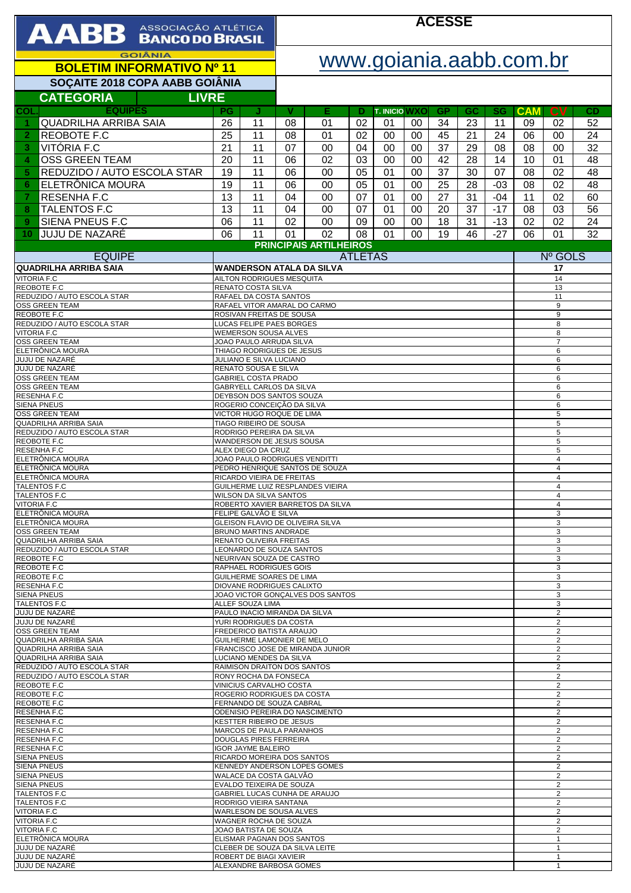# AABB ASSOCIAÇÃO ATLÉTICA BANCO DO BRASIL

GOIÂNIA

## BOLETIM INFORMATIVO Nº 11

**ACESSE**

www.goiania.aabb.com.br

## SOÇAITE 2018 COPA AABB GOIÂNIA

**CATEGORIA LIVRE**

| COL. | EQUIPES | PG | J | V | E | D | T. INICIO | WXO | GP | GC | SG | CAM | CV | CD |
|---|---|---|---|---|---|---|---|---|---|---|---|---|---|---|
| 1 | QUADRILHA ARRIBA SAIA | 26 | 11 | 08 | 01 | 02 | 01 | 00 | 34 | 23 | 11 | 09 | 02 | 52 |
| 2 | REOBOTE F.C | 25 | 11 | 08 | 01 | 02 | 00 | 00 | 45 | 21 | 24 | 06 | 00 | 24 |
| 3 | VITÓRIA F.C | 21 | 11 | 07 | 00 | 04 | 00 | 00 | 37 | 29 | 08 | 08 | 00 | 32 |
| 4 | OSS GREEN TEAM | 20 | 11 | 06 | 02 | 03 | 00 | 00 | 42 | 28 | 14 | 10 | 01 | 48 |
| 5 | REDUZIDO / AUTO ESCOLA STAR | 19 | 11 | 06 | 00 | 05 | 01 | 00 | 37 | 30 | 07 | 08 | 02 | 48 |
| 6 | ELETRÔNICA MOURA | 19 | 11 | 06 | 00 | 05 | 01 | 00 | 25 | 28 | -03 | 08 | 02 | 48 |
| 7 | RESENHA F.C | 13 | 11 | 04 | 00 | 07 | 01 | 00 | 27 | 31 | -04 | 11 | 02 | 60 |
| 8 | TALENTOS F.C | 13 | 11 | 04 | 00 | 07 | 01 | 00 | 20 | 37 | -17 | 08 | 03 | 56 |
| 9 | SIENA PNEUS F.C | 06 | 11 | 02 | 00 | 09 | 00 | 00 | 18 | 31 | -13 | 02 | 02 | 24 |
| 10 | JUJU DE NAZARÉ | 06 | 11 | 01 | 02 | 08 | 01 | 00 | 19 | 46 | -27 | 06 | 01 | 32 |

## PRINCIPAIS ARTILHEIROS

| EQUIPE | ATLETAS | Nº GOLS |
|---|---|---|
| **QUADRILHA ARRIBA SAIA** | **WANDERSON ATALA DA SILVA** | **17** |
| VITORIA F.C | AILTON RODRIGUES MESQUITA | 14 |
| REOBOTE F.C | RENATO COSTA SILVA | 13 |
| REDUZIDO / AUTO ESCOLA STAR | RAFAEL DA COSTA SANTOS | 11 |
| OSS GREEN TEAM | RAFAEL VITOR AMARAL DO CARMO | 9 |
| REOBOTE F.C | ROSIVAN FREITAS DE SOUSA | 9 |
| REDUZIDO / AUTO ESCOLA STAR | LUCAS FELIPE PAES BORGES | 8 |
| VITORIA F.C | WEMERSON SOUSA ALVES | 8 |
| OSS GREEN TEAM | JOAO PAULO ARRUDA SILVA | 7 |
| ELETRÔNICA MOURA | THIAGO RODRIGUES DE JESUS | 6 |
| JUJU DE NAZARÉ | JULIANO E SILVA LUCIANO | 6 |
| JUJU DE NAZARÉ | RENATO SOUSA E SILVA | 6 |
| OSS GREEN TEAM | GABRIEL COSTA PRADO | 6 |
| OSS GREEN TEAM | GABRYELL CARLOS DA SILVA | 6 |
| RESENHA F.C | DEYBSON DOS SANTOS SOUZA | 6 |
| SIENA PNEUS | ROGERIO CONCEIÇÃO DA SILVA | 6 |
| OSS GREEN TEAM | VICTOR HUGO ROQUE DE LIMA | 5 |
| QUADRILHA ARRIBA SAIA | TIAGO RIBEIRO DE SOUSA | 5 |
| REDUZIDO / AUTO ESCOLA STAR | RODRIGO PEREIRA DA SILVA | 5 |
| REOBOTE F.C | WANDERSON DE JESUS SOUSA | 5 |
| RESENHA F.C | ALEX DIEGO DA CRUZ | 5 |
| ELETRÔNICA MOURA | JOAO PAULO RODRIGUES VENDITTI | 4 |
| ELETRÔNICA MOURA | PEDRO HENRIQUE SANTOS DE SOUZA | 4 |
| ELETRÔNICA MOURA | RICARDO VIEIRA DE FREITAS | 4 |
| TALENTOS F.C | GUILHERME LUIZ RESPLANDES VIEIRA | 4 |
| TALENTOS F.C | WILSON DA SILVA SANTOS | 4 |
| VITORIA F.C | ROBERTO XAVIER BARRETOS DA SILVA | 4 |
| ELETRÔNICA MOURA | FELIPE GALVÃO E SILVA | 3 |
| ELETRÔNICA MOURA | GLEISON FLAVIO DE OLIVEIRA SILVA | 3 |
| OSS GREEN TEAM | BRUNO MARTINS ANDRADE | 3 |
| QUADRILHA ARRIBA SAIA | RENATO OLIVEIRA FREITAS | 3 |
| REDUZIDO / AUTO ESCOLA STAR | LEONARDO DE SOUZA SANTOS | 3 |
| REOBOTE F.C | NEURIVAN SOUZA DE CASTRO | 3 |
| REOBOTE F.C | RAPHAEL RODRIGUES GOIS | 3 |
| REOBOTE F.C | GUILHERME SOARES DE LIMA | 3 |
| RESENHA F.C | DIOVANE RODRIGUES CALIXTO | 3 |
| SIENA PNEUS | JOAO VICTOR GONÇALVES DOS SANTOS | 3 |
| TALENTOS F.C | ALLEF SOUZA LIMA | 3 |
| JUJU DE NAZARÉ | PAULO INACIO MIRANDA DA SILVA | 2 |
| JUJU DE NAZARÉ | YURI RODRIGUES DA COSTA | 2 |
| OSS GREEN TEAM | FREDERICO BATISTA ARAUJO | 2 |
| QUADRILHA ARRIBA SAIA | GUILHERME LAMONIER DE MELO | 2 |
| QUADRILHA ARRIBA SAIA | FRANCISCO JOSE DE MIRANDA JUNIOR | 2 |
| QUADRILHA ARRIBA SAIA | LUCIANO MENDES DA SILVA | 2 |
| REDUZIDO / AUTO ESCOLA STAR | RAIMISON DRAITON DOS SANTOS | 2 |
| REDUZIDO / AUTO ESCOLA STAR | RONY ROCHA DA FONSECA | 2 |
| REOBOTE F.C | VINICIUS CARVALHO COSTA | 2 |
| REOBOTE F.C | ROGERIO RODRIGUES DA COSTA | 2 |
| REOBOTE F.C | FERNANDO DE SOUZA CABRAL | 2 |
| RESENHA F.C | ODENISIO PEREIRA DO NASCIMENTO | 2 |
| RESENHA F.C | KESTTER RIBEIRO DE JESUS | 2 |
| RESENHA F.C | MARCOS DE PAULA PARANHOS | 2 |
| RESENHA F.C | DOUGLAS PIRES FERREIRA | 2 |
| RESENHA F.C | IGOR JAYME BALEIRO | 2 |
| SIENA PNEUS | RICARDO MOREIRA DOS SANTOS | 2 |
| SIENA PNEUS | KENNEDY ANDERSON LOPES GOMES | 2 |
| SIENA PNEUS | WALACE DA COSTA GALVÃO | 2 |
| SIENA PNEUS | EVALDO TEIXEIRA DE SOUZA | 2 |
| TALENTOS F.C | GABRIEL LUCAS CUNHA DE ARAUJO | 2 |
| TALENTOS F.C | RODRIGO VIEIRA SANTANA | 2 |
| VITORIA F.C | WARLESON DE SOUSA ALVES | 2 |
| VITORIA F.C | WAGNER ROCHA DE SOUZA | 2 |
| VITORIA F.C | JOAO BATISTA DE SOUZA | 2 |
| ELETRÔNICA MOURA | ELISMAR PAGNAN DOS SANTOS | 1 |
| JUJU DE NAZARÉ | CLEBER DE SOUZA DA SILVA LEITE | 1 |
| JUJU DE NAZARÉ | ROBERT DE BIAGI XAVIEIR | 1 |
| JUJU DE NAZARÉ | ALEXANDRE BARBOSA GOMES | 1 |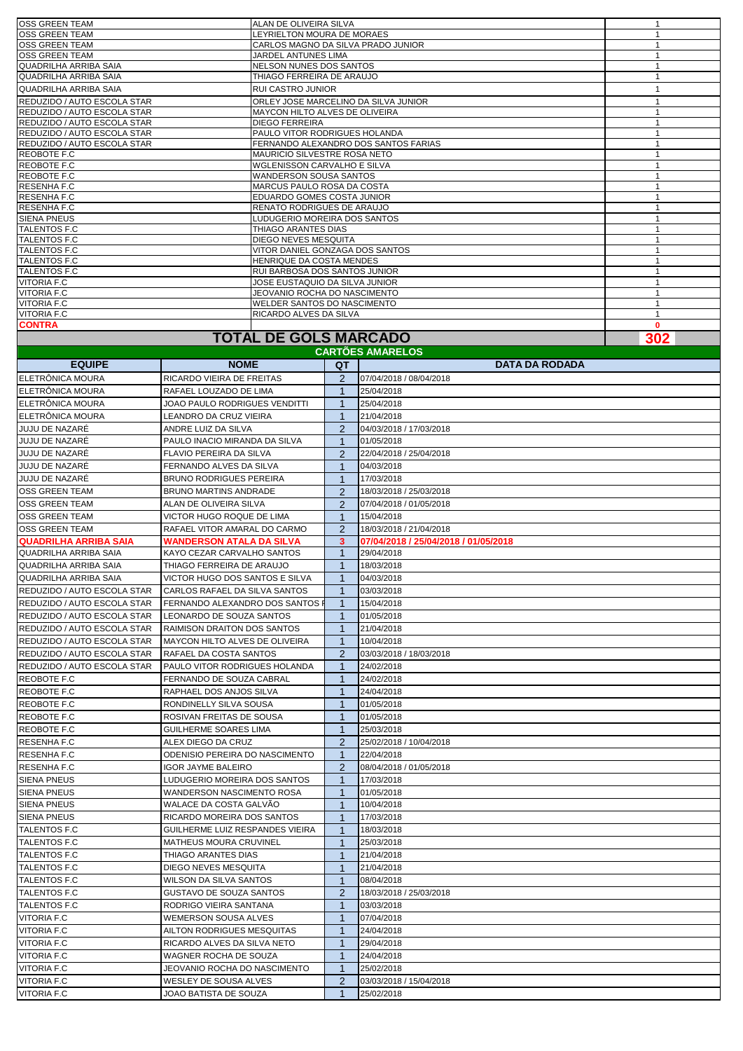| | | |
|---|---|---|
| OSS GREEN TEAM | ALAN DE OLIVEIRA SILVA | 1 |
| OSS GREEN TEAM | LEYRIELTON MOURA DE MORAES | 1 |
| OSS GREEN TEAM | CARLOS MAGNO DA SILVA PRADO JUNIOR | 1 |
| OSS GREEN TEAM | JARDEL ANTUNES LIMA | 1 |
| QUADRILHA ARRIBA SAIA | NELSON NUNES DOS SANTOS | 1 |
| QUADRILHA ARRIBA SAIA | THIAGO FERREIRA DE ARAUJO | 1 |
| QUADRILHA ARRIBA SAIA | RUI CASTRO JUNIOR | 1 |
| REDUZIDO / AUTO ESCOLA STAR | ORLEY JOSE MARCELINO DA SILVA JUNIOR | 1 |
| REDUZIDO / AUTO ESCOLA STAR | MAYCON HILTO ALVES DE OLIVEIRA | 1 |
| REDUZIDO / AUTO ESCOLA STAR | DIEGO FERREIRA | 1 |
| REDUZIDO / AUTO ESCOLA STAR | PAULO VITOR RODRIGUES HOLANDA | 1 |
| REDUZIDO / AUTO ESCOLA STAR | FERNANDO ALEXANDRO DOS SANTOS FARIAS | 1 |
| REOBOTE F.C | MAURICIO SILVESTRE ROSA NETO | 1 |
| REOBOTE F.C | WGLENISSON CARVALHO E SILVA | 1 |
| REOBOTE F.C | WANDERSON SOUSA SANTOS | 1 |
| RESENHA F.C | MARCUS PAULO ROSA DA COSTA | 1 |
| RESENHA F.C | EDUARDO GOMES COSTA JUNIOR | 1 |
| RESENHA F.C | RENATO RODRIGUES DE ARAUJO | 1 |
| SIENA PNEUS | LUDUGERIO MOREIRA DOS SANTOS | 1 |
| TALENTOS F.C | THIAGO ARANTES DIAS | 1 |
| TALENTOS F.C | DIEGO NEVES MESQUITA | 1 |
| TALENTOS F.C | VITOR DANIEL GONZAGA DOS SANTOS | 1 |
| TALENTOS F.C | HENRIQUE DA COSTA MENDES | 1 |
| TALENTOS F.C | RUI BARBOSA DOS SANTOS JUNIOR | 1 |
| VITORIA F.C | JOSE EUSTAQUIO DA SILVA JUNIOR | 1 |
| VITORIA F.C | JEOVANIO ROCHA DO NASCIMENTO | 1 |
| VITORIA F.C | WELDER SANTOS DO NASCIMENTO | 1 |
| VITORIA F.C | RICARDO ALVES DA SILVA | 1 |
| **CONTRA** | | **0** |
| | **TOTAL DE GOLS MARCADO** | **302** |

## CARTÕES AMARELOS

| EQUIPE | NOME | QT | DATA DA RODADA |
|---|---|---|---|
| ELETRÔNICA MOURA | RICARDO VIEIRA DE FREITAS | 2 | 07/04/2018 / 08/04/2018 |
| ELETRÔNICA MOURA | RAFAEL LOUZADO DE LIMA | 1 | 25/04/2018 |
| ELETRÔNICA MOURA | JOAO PAULO RODRIGUES VENDITTI | 1 | 25/04/2018 |
| ELETRÔNICA MOURA | LEANDRO DA CRUZ VIEIRA | 1 | 21/04/2018 |
| JUJU DE NAZARÉ | ANDRE LUIZ DA SILVA | 2 | 04/03/2018 / 17/03/2018 |
| JUJU DE NAZARÉ | PAULO INACIO MIRANDA DA SILVA | 1 | 01/05/2018 |
| JUJU DE NAZARÉ | FLAVIO PEREIRA DA SILVA | 2 | 22/04/2018 / 25/04/2018 |
| JUJU DE NAZARÉ | FERNANDO ALVES DA SILVA | 1 | 04/03/2018 |
| JUJU DE NAZARÉ | BRUNO RODRIGUES PEREIRA | 1 | 17/03/2018 |
| OSS GREEN TEAM | BRUNO MARTINS ANDRADE | 2 | 18/03/2018 / 25/03/2018 |
| OSS GREEN TEAM | ALAN DE OLIVEIRA SILVA | 2 | 07/04/2018 / 01/05/2018 |
| OSS GREEN TEAM | VICTOR HUGO ROQUE DE LIMA | 1 | 15/04/2018 |
| OSS GREEN TEAM | RAFAEL VITOR AMARAL DO CARMO | 2 | 18/03/2018 / 21/04/2018 |
| **QUADRILHA ARRIBA SAIA** | **WANDERSON ATALA DA SILVA** | **3** | **07/04/2018 / 25/04/2018 / 01/05/2018** |
| QUADRILHA ARRIBA SAIA | KAYO CEZAR CARVALHO SANTOS | 1 | 29/04/2018 |
| QUADRILHA ARRIBA SAIA | THIAGO FERREIRA DE ARAUJO | 1 | 18/03/2018 |
| QUADRILHA ARRIBA SAIA | VICTOR HUGO DOS SANTOS E SILVA | 1 | 04/03/2018 |
| REDUZIDO / AUTO ESCOLA STAR | CARLOS RAFAEL DA SILVA SANTOS | 1 | 03/03/2018 |
| REDUZIDO / AUTO ESCOLA STAR | FERNANDO ALEXANDRO DOS SANTOS F | 1 | 15/04/2018 |
| REDUZIDO / AUTO ESCOLA STAR | LEONARDO DE SOUZA SANTOS | 1 | 01/05/2018 |
| REDUZIDO / AUTO ESCOLA STAR | RAIMISON DRAITON DOS SANTOS | 1 | 21/04/2018 |
| REDUZIDO / AUTO ESCOLA STAR | MAYCON HILTO ALVES DE OLIVEIRA | 1 | 10/04/2018 |
| REDUZIDO / AUTO ESCOLA STAR | RAFAEL DA COSTA SANTOS | 2 | 03/03/2018 / 18/03/2018 |
| REDUZIDO / AUTO ESCOLA STAR | PAULO VITOR RODRIGUES HOLANDA | 1 | 24/02/2018 |
| REOBOTE F.C | FERNANDO DE SOUZA CABRAL | 1 | 24/02/2018 |
| REOBOTE F.C | RAPHAEL DOS ANJOS SILVA | 1 | 24/04/2018 |
| REOBOTE F.C | RONDINELLY SILVA SOUSA | 1 | 01/05/2018 |
| REOBOTE F.C | ROSIVAN FREITAS DE SOUSA | 1 | 01/05/2018 |
| REOBOTE F.C | GUILHERME SOARES LIMA | 1 | 25/03/2018 |
| RESENHA F.C | ALEX DIEGO DA CRUZ | 2 | 25/02/2018 / 10/04/2018 |
| RESENHA F.C | ODENISIO PEREIRA DO NASCIMENTO | 1 | 22/04/2018 |
| RESENHA F.C | IGOR JAYME BALEIRO | 2 | 08/04/2018 / 01/05/2018 |
| SIENA PNEUS | LUDUGERIO MOREIRA DOS SANTOS | 1 | 17/03/2018 |
| SIENA PNEUS | WANDERSON NASCIMENTO ROSA | 1 | 01/05/2018 |
| SIENA PNEUS | WALACE DA COSTA GALVÃO | 1 | 10/04/2018 |
| SIENA PNEUS | RICARDO MOREIRA DOS SANTOS | 1 | 17/03/2018 |
| TALENTOS F.C | GUILHERME LUIZ RESPANDES VIEIRA | 1 | 18/03/2018 |
| TALENTOS F.C | MATHEUS MOURA CRUVINEL | 1 | 25/03/2018 |
| TALENTOS F.C | THIAGO ARANTES DIAS | 1 | 21/04/2018 |
| TALENTOS F.C | DIEGO NEVES MESQUITA | 1 | 21/04/2018 |
| TALENTOS F.C | WILSON DA SILVA SANTOS | 1 | 08/04/2018 |
| TALENTOS F.C | GUSTAVO DE SOUZA SANTOS | 2 | 18/03/2018 / 25/03/2018 |
| TALENTOS F.C | RODRIGO VIEIRA SANTANA | 1 | 03/03/2018 |
| VITORIA F.C | WEMERSON SOUSA ALVES | 1 | 07/04/2018 |
| VITORIA F.C | AILTON RODRIGUES MESQUITAS | 1 | 24/04/2018 |
| VITORIA F.C | RICARDO ALVES DA SILVA NETO | 1 | 29/04/2018 |
| VITORIA F.C | WAGNER ROCHA DE SOUZA | 1 | 24/04/2018 |
| VITORIA F.C | JEOVANIO ROCHA DO NASCIMENTO | 1 | 25/02/2018 |
| VITORIA F.C | WESLEY DE SOUSA ALVES | 2 | 03/03/2018 / 15/04/2018 |
| VITORIA F.C | JOAO BATISTA DE SOUZA | 1 | 25/02/2018 |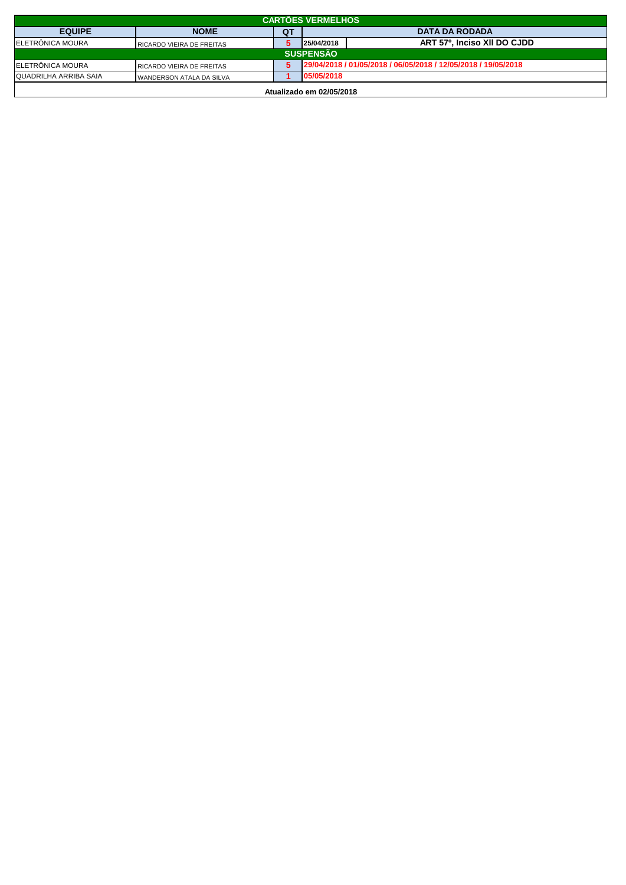| CARTÕES VERMELHOS | | | | |
|---|---|---|---|---|
| **EQUIPE** | **NOME** | **QT** | **DATA DA RODADA** | |
| ELETRÔNICA MOURA | RICARDO VIEIRA DE FREITAS | 5 | 25/04/2018 | ART 57º, Inciso XII DO CJDD |
| **SUSPENSÃO** | | | | |
| ELETRÔNICA MOURA | RICARDO VIEIRA DE FREITAS | 5 | 29/04/2018 / 01/05/2018 / 06/05/2018 / 12/05/2018 / 19/05/2018 | |
| QUADRILHA ARRIBA SAIA | WANDERSON ATALA DA SILVA | 1 | 05/05/2018 | |

**Atualizado em 02/05/2018**